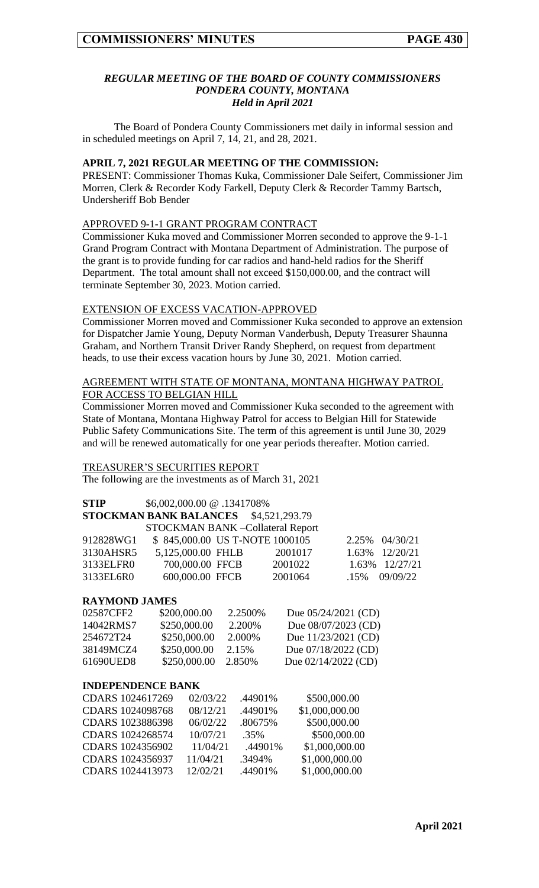*REGULAR MEETING OF THE BOARD OF COUNTY COMMISSIONERS*
*PONDERA COUNTY, MONTANA*
*Held in April 2021*

The Board of Pondera County Commissioners met daily in informal session and in scheduled meetings on April 7, 14, 21, and 28, 2021.

**APRIL 7, 2021 REGULAR MEETING OF THE COMMISSION:**

PRESENT: Commissioner Thomas Kuka, Commissioner Dale Seifert, Commissioner Jim Morren, Clerk & Recorder Kody Farkell, Deputy Clerk & Recorder Tammy Bartsch, Undersheriff Bob Bender

APPROVED 9-1-1 GRANT PROGRAM CONTRACT

Commissioner Kuka moved and Commissioner Morren seconded to approve the 9-1-1 Grand Program Contract with Montana Department of Administration. The purpose of the grant is to provide funding for car radios and hand-held radios for the Sheriff Department. The total amount shall not exceed $150,000.00, and the contract will terminate September 30, 2023. Motion carried.

EXTENSION OF EXCESS VACATION-APPROVED

Commissioner Morren moved and Commissioner Kuka seconded to approve an extension for Dispatcher Jamie Young, Deputy Norman Vanderbush, Deputy Treasurer Shaunna Graham, and Northern Transit Driver Randy Shepherd, on request from department heads, to use their excess vacation hours by June 30, 2021. Motion carried.

AGREEMENT WITH STATE OF MONTANA, MONTANA HIGHWAY PATROL FOR ACCESS TO BELGIAN HILL

Commissioner Morren moved and Commissioner Kuka seconded to the agreement with State of Montana, Montana Highway Patrol for access to Belgian Hill for Statewide Public Safety Communications Site. The term of this agreement is until June 30, 2029 and will be renewed automatically for one year periods thereafter. Motion carried.

TREASURER'S SECURITIES REPORT

The following are the investments as of March 31, 2021

**STIP** $6,002,000.00 @ .1341708%

**STOCKMAN BANK BALANCES** $4,521,293.79

STOCKMAN BANK –Collateral Report

| | | | | | |
|---|---|---|---|---|---|
| 912828WG1 | $ 845,000.00 | US T-NOTE | 1000105 | 2.25% | 04/30/21 |
| 3130AHSR5 | 5,125,000.00 | FHLB | 2001017 | 1.63% | 12/20/21 |
| 3133ELFR0 | 700,000.00 | FFCB | 2001022 | 1.63% | 12/27/21 |
| 3133EL6R0 | 600,000.00 | FFCB | 2001064 | .15% | 09/09/22 |

**RAYMOND JAMES**

| | | | |
|---|---|---|---|
| 02587CFF2 | $200,000.00 | 2.2500% | Due 05/24/2021 (CD) |
| 14042RMS7 | $250,000.00 | 2.200% | Due 08/07/2023 (CD) |
| 254672T24 | $250,000.00 | 2.000% | Due 11/23/2021 (CD) |
| 38149MCZ4 | $250,000.00 | 2.15% | Due 07/18/2022 (CD) |
| 61690UED8 | $250,000.00 | 2.850% | Due 02/14/2022 (CD) |

**INDEPENDENCE BANK**

| | | | |
|---|---|---|---|
| CDARS 1024617269 | 02/03/22 | .44901% | $500,000.00 |
| CDARS 1024098768 | 08/12/21 | .44901% | $1,000,000.00 |
| CDARS 1023886398 | 06/02/22 | .80675% | $500,000.00 |
| CDARS 1024268574 | 10/07/21 | .35% | $500,000.00 |
| CDARS 1024356902 | 11/04/21 | .44901% | $1,000,000.00 |
| CDARS 1024356937 | 11/04/21 | .3494% | $1,000,000.00 |
| CDARS 1024413973 | 12/02/21 | .44901% | $1,000,000.00 |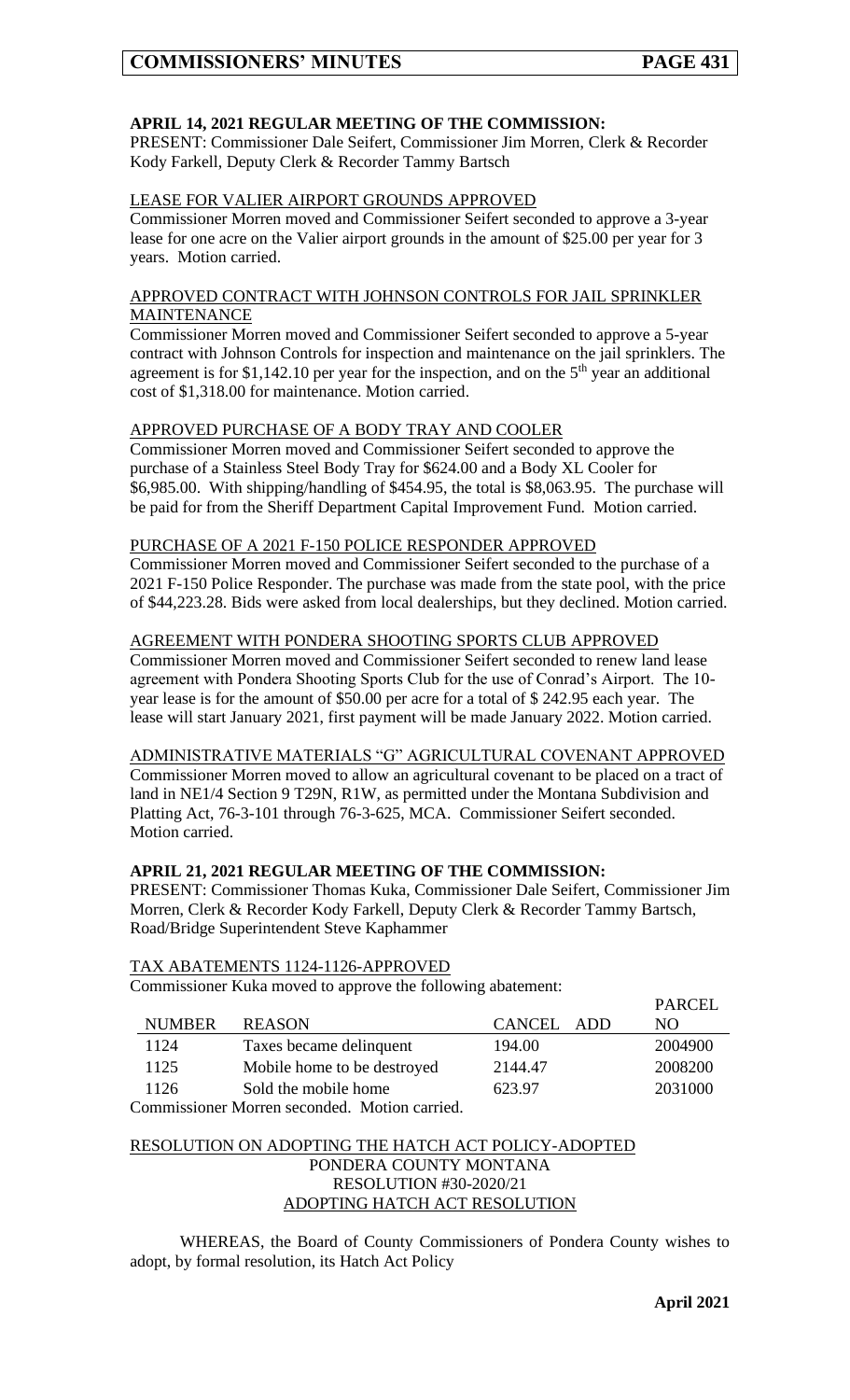## APRIL 14, 2021 REGULAR MEETING OF THE COMMISSION:

PRESENT: Commissioner Dale Seifert, Commissioner Jim Morren, Clerk & Recorder Kody Farkell, Deputy Clerk & Recorder Tammy Bartsch

LEASE FOR VALIER AIRPORT GROUNDS APPROVED

Commissioner Morren moved and Commissioner Seifert seconded to approve a 3-year lease for one acre on the Valier airport grounds in the amount of $25.00 per year for 3 years. Motion carried.

APPROVED CONTRACT WITH JOHNSON CONTROLS FOR JAIL SPRINKLER MAINTENANCE

Commissioner Morren moved and Commissioner Seifert seconded to approve a 5-year contract with Johnson Controls for inspection and maintenance on the jail sprinklers. The agreement is for $1,142.10 per year for the inspection, and on the 5th year an additional cost of $1,318.00 for maintenance. Motion carried.

APPROVED PURCHASE OF A BODY TRAY AND COOLER

Commissioner Morren moved and Commissioner Seifert seconded to approve the purchase of a Stainless Steel Body Tray for $624.00 and a Body XL Cooler for $6,985.00. With shipping/handling of $454.95, the total is $8,063.95. The purchase will be paid for from the Sheriff Department Capital Improvement Fund. Motion carried.

PURCHASE OF A 2021 F-150 POLICE RESPONDER APPROVED

Commissioner Morren moved and Commissioner Seifert seconded to the purchase of a 2021 F-150 Police Responder. The purchase was made from the state pool, with the price of $44,223.28. Bids were asked from local dealerships, but they declined. Motion carried.

AGREEMENT WITH PONDERA SHOOTING SPORTS CLUB APPROVED

Commissioner Morren moved and Commissioner Seifert seconded to renew land lease agreement with Pondera Shooting Sports Club for the use of Conrad's Airport. The 10-year lease is for the amount of $50.00 per acre for a total of $ 242.95 each year. The lease will start January 2021, first payment will be made January 2022. Motion carried.

ADMINISTRATIVE MATERIALS "G" AGRICULTURAL COVENANT APPROVED

Commissioner Morren moved to allow an agricultural covenant to be placed on a tract of land in NE1/4 Section 9 T29N, R1W, as permitted under the Montana Subdivision and Platting Act, 76-3-101 through 76-3-625, MCA. Commissioner Seifert seconded. Motion carried.

## APRIL 21, 2021 REGULAR MEETING OF THE COMMISSION:

PRESENT: Commissioner Thomas Kuka, Commissioner Dale Seifert, Commissioner Jim Morren, Clerk & Recorder Kody Farkell, Deputy Clerk & Recorder Tammy Bartsch, Road/Bridge Superintendent Steve Kaphammer

TAX ABATEMENTS 1124-1126-APPROVED

Commissioner Kuka moved to approve the following abatement:

| NUMBER | REASON | CANCEL | ADD | PARCEL NO |
|---|---|---|---|---|
| 1124 | Taxes became delinquent | 194.00 | | 2004900 |
| 1125 | Mobile home to be destroyed | 2144.47 | | 2008200 |
| 1126 | Sold the mobile home | 623.97 | | 2031000 |

Commissioner Morren seconded. Motion carried.

RESOLUTION ON ADOPTING THE HATCH ACT POLICY-ADOPTED

PONDERA COUNTY MONTANA
RESOLUTION #30-2020/21
ADOPTING HATCH ACT RESOLUTION

WHEREAS, the Board of County Commissioners of Pondera County wishes to adopt, by formal resolution, its Hatch Act Policy

April 2021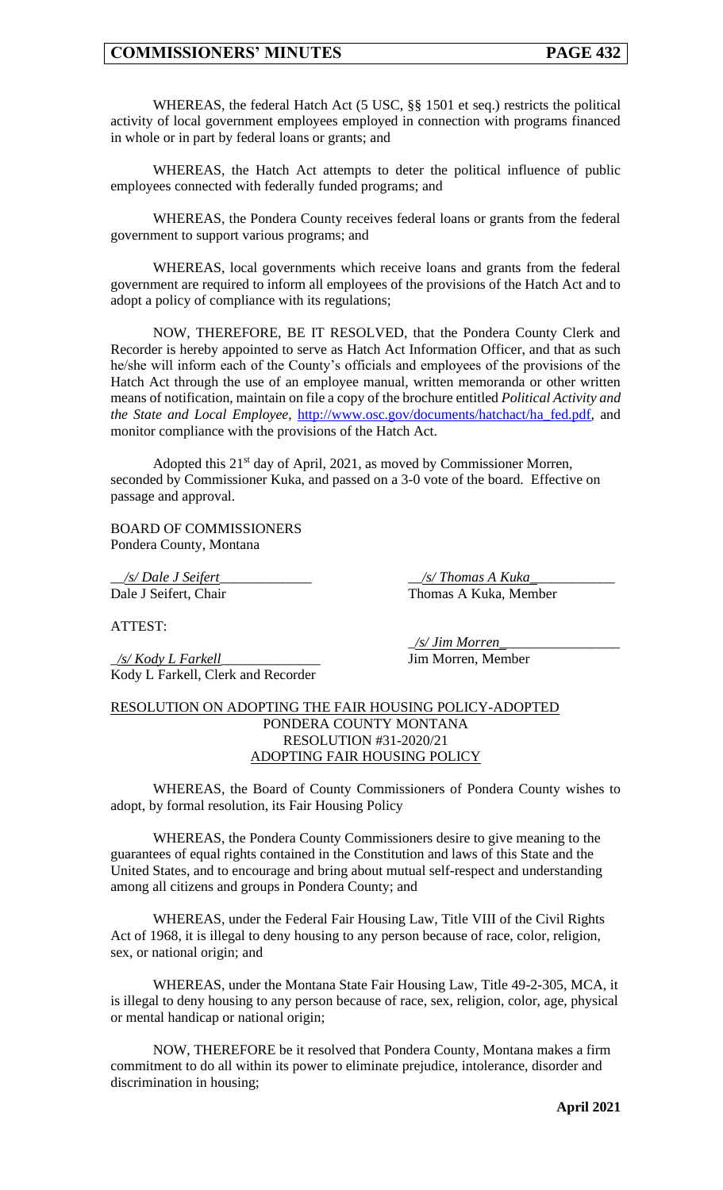WHEREAS, the federal Hatch Act (5 USC, §§ 1501 et seq.) restricts the political activity of local government employees employed in connection with programs financed in whole or in part by federal loans or grants; and

WHEREAS, the Hatch Act attempts to deter the political influence of public employees connected with federally funded programs; and

WHEREAS, the Pondera County receives federal loans or grants from the federal government to support various programs; and

WHEREAS, local governments which receive loans and grants from the federal government are required to inform all employees of the provisions of the Hatch Act and to adopt a policy of compliance with its regulations;

NOW, THEREFORE, BE IT RESOLVED, that the Pondera County Clerk and Recorder is hereby appointed to serve as Hatch Act Information Officer, and that as such he/she will inform each of the County's officials and employees of the provisions of the Hatch Act through the use of an employee manual, written memoranda or other written means of notification, maintain on file a copy of the brochure entitled *Political Activity and the State and Local Employee,* http://www.osc.gov/documents/hatchact/ha_fed.pdf, and monitor compliance with the provisions of the Hatch Act.

Adopted this 21st day of April, 2021, as moved by Commissioner Morren, seconded by Commissioner Kuka, and passed on a 3-0 vote of the board. Effective on passage and approval.

BOARD OF COMMISSIONERS
Pondera County, Montana

*/s/ Dale J Seifert*
Dale J Seifert, Chair

*/s/ Thomas A Kuka*
Thomas A Kuka, Member

*/s/ Jim Morren*
Jim Morren, Member

ATTEST:

*/s/ Kody L Farkell*
Kody L Farkell, Clerk and Recorder

RESOLUTION ON ADOPTING THE FAIR HOUSING POLICY-ADOPTED

PONDERA COUNTY MONTANA
RESOLUTION #31-2020/21
ADOPTING FAIR HOUSING POLICY

WHEREAS, the Board of County Commissioners of Pondera County wishes to adopt, by formal resolution, its Fair Housing Policy

WHEREAS, the Pondera County Commissioners desire to give meaning to the guarantees of equal rights contained in the Constitution and laws of this State and the United States, and to encourage and bring about mutual self-respect and understanding among all citizens and groups in Pondera County; and

WHEREAS, under the Federal Fair Housing Law, Title VIII of the Civil Rights Act of 1968, it is illegal to deny housing to any person because of race, color, religion, sex, or national origin; and

WHEREAS, under the Montana State Fair Housing Law, Title 49-2-305, MCA, it is illegal to deny housing to any person because of race, sex, religion, color, age, physical or mental handicap or national origin;

NOW, THEREFORE be it resolved that Pondera County, Montana makes a firm commitment to do all within its power to eliminate prejudice, intolerance, disorder and discrimination in housing;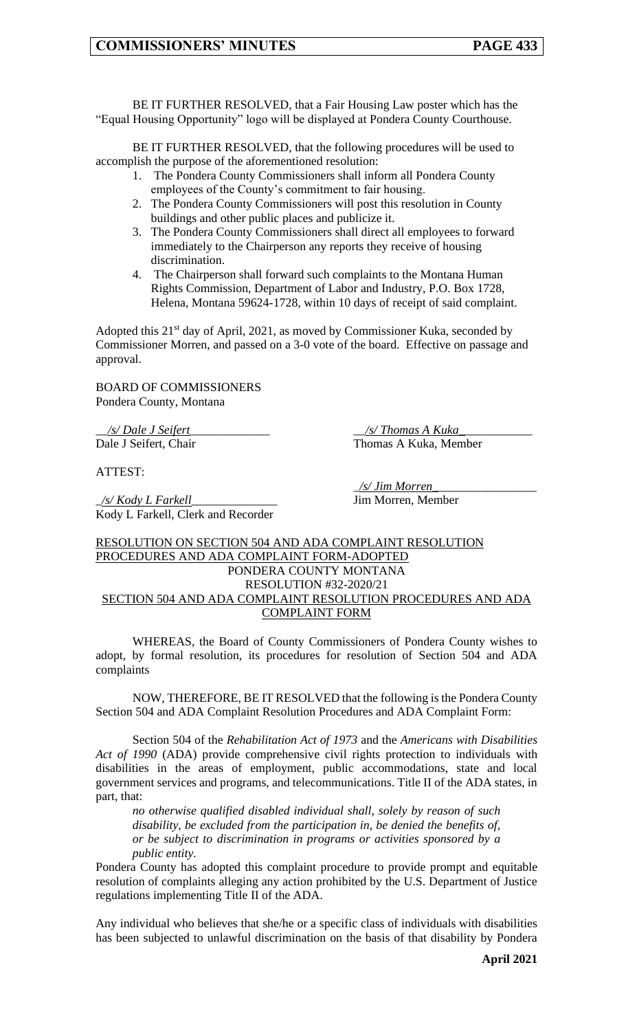BE IT FURTHER RESOLVED, that a Fair Housing Law poster which has the "Equal Housing Opportunity" logo will be displayed at Pondera County Courthouse.

BE IT FURTHER RESOLVED, that the following procedures will be used to accomplish the purpose of the aforementioned resolution:

1. The Pondera County Commissioners shall inform all Pondera County employees of the County's commitment to fair housing.
2. The Pondera County Commissioners will post this resolution in County buildings and other public places and publicize it.
3. The Pondera County Commissioners shall direct all employees to forward immediately to the Chairperson any reports they receive of housing discrimination.
4. The Chairperson shall forward such complaints to the Montana Human Rights Commission, Department of Labor and Industry, P.O. Box 1728, Helena, Montana 59624-1728, within 10 days of receipt of said complaint.

Adopted this 21st day of April, 2021, as moved by Commissioner Kuka, seconded by Commissioner Morren, and passed on a 3-0 vote of the board. Effective on passage and approval.

BOARD OF COMMISSIONERS
Pondera County, Montana

*/s/ Dale J Seifert*
Dale J Seifert, Chair

*/s/ Thomas A Kuka*
Thomas A Kuka, Member

ATTEST:

*/s/ Jim Morren*
Jim Morren, Member

*/s/ Kody L Farkell*
Kody L Farkell, Clerk and Recorder

RESOLUTION ON SECTION 504 AND ADA COMPLAINT RESOLUTION PROCEDURES AND ADA COMPLAINT FORM-ADOPTED

PONDERA COUNTY MONTANA
RESOLUTION #32-2020/21
SECTION 504 AND ADA COMPLAINT RESOLUTION PROCEDURES AND ADA COMPLAINT FORM

WHEREAS, the Board of County Commissioners of Pondera County wishes to adopt, by formal resolution, its procedures for resolution of Section 504 and ADA complaints

NOW, THEREFORE, BE IT RESOLVED that the following is the Pondera County Section 504 and ADA Complaint Resolution Procedures and ADA Complaint Form:

Section 504 of the *Rehabilitation Act of 1973* and the *Americans with Disabilities Act of 1990* (ADA) provide comprehensive civil rights protection to individuals with disabilities in the areas of employment, public accommodations, state and local government services and programs, and telecommunications. Title II of the ADA states, in part, that:

> *no otherwise qualified disabled individual shall, solely by reason of such disability, be excluded from the participation in, be denied the benefits of, or be subject to discrimination in programs or activities sponsored by a public entity.*

Pondera County has adopted this complaint procedure to provide prompt and equitable resolution of complaints alleging any action prohibited by the U.S. Department of Justice regulations implementing Title II of the ADA.

Any individual who believes that she/he or a specific class of individuals with disabilities has been subjected to unlawful discrimination on the basis of that disability by Pondera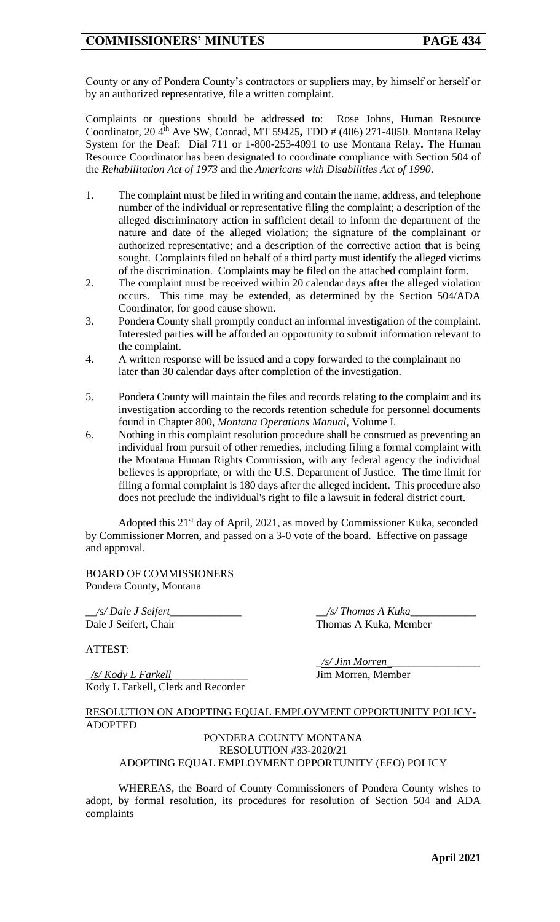County or any of Pondera County's contractors or suppliers may, by himself or herself or by an authorized representative, file a written complaint.

Complaints or questions should be addressed to: Rose Johns, Human Resource Coordinator, 20 4th Ave SW, Conrad, MT 59425**,** TDD # (406) 271-4050. Montana Relay System for the Deaf: Dial 711 or 1-800-253-4091 to use Montana Relay**.** The Human Resource Coordinator has been designated to coordinate compliance with Section 504 of the *Rehabilitation Act of 1973* and the *Americans with Disabilities Act of 1990*.

1. The complaint must be filed in writing and contain the name, address, and telephone number of the individual or representative filing the complaint; a description of the alleged discriminatory action in sufficient detail to inform the department of the nature and date of the alleged violation; the signature of the complainant or authorized representative; and a description of the corrective action that is being sought. Complaints filed on behalf of a third party must identify the alleged victims of the discrimination. Complaints may be filed on the attached complaint form.
2. The complaint must be received within 20 calendar days after the alleged violation occurs. This time may be extended, as determined by the Section 504/ADA Coordinator, for good cause shown.
3. Pondera County shall promptly conduct an informal investigation of the complaint. Interested parties will be afforded an opportunity to submit information relevant to the complaint.
4. A written response will be issued and a copy forwarded to the complainant no later than 30 calendar days after completion of the investigation.
5. Pondera County will maintain the files and records relating to the complaint and its investigation according to the records retention schedule for personnel documents found in Chapter 800, *Montana Operations Manual*, Volume I.
6. Nothing in this complaint resolution procedure shall be construed as preventing an individual from pursuit of other remedies, including filing a formal complaint with the Montana Human Rights Commission, with any federal agency the individual believes is appropriate, or with the U.S. Department of Justice. The time limit for filing a formal complaint is 180 days after the alleged incident. This procedure also does not preclude the individual's right to file a lawsuit in federal district court.

Adopted this 21st day of April, 2021, as moved by Commissioner Kuka, seconded by Commissioner Morren, and passed on a 3-0 vote of the board. Effective on passage and approval.

BOARD OF COMMISSIONERS
Pondera County, Montana

*/s/ Dale J Seifert*
Dale J Seifert, Chair

*/s/ Thomas A Kuka*
Thomas A Kuka, Member

ATTEST:

*/s/ Kody L Farkell*
Kody L Farkell, Clerk and Recorder

*/s/ Jim Morren*
Jim Morren, Member

RESOLUTION ON ADOPTING EQUAL EMPLOYMENT OPPORTUNITY POLICY- ADOPTED

PONDERA COUNTY MONTANA
RESOLUTION #33-2020/21
ADOPTING EQUAL EMPLOYMENT OPPORTUNITY (EEO) POLICY

WHEREAS, the Board of County Commissioners of Pondera County wishes to adopt, by formal resolution, its procedures for resolution of Section 504 and ADA complaints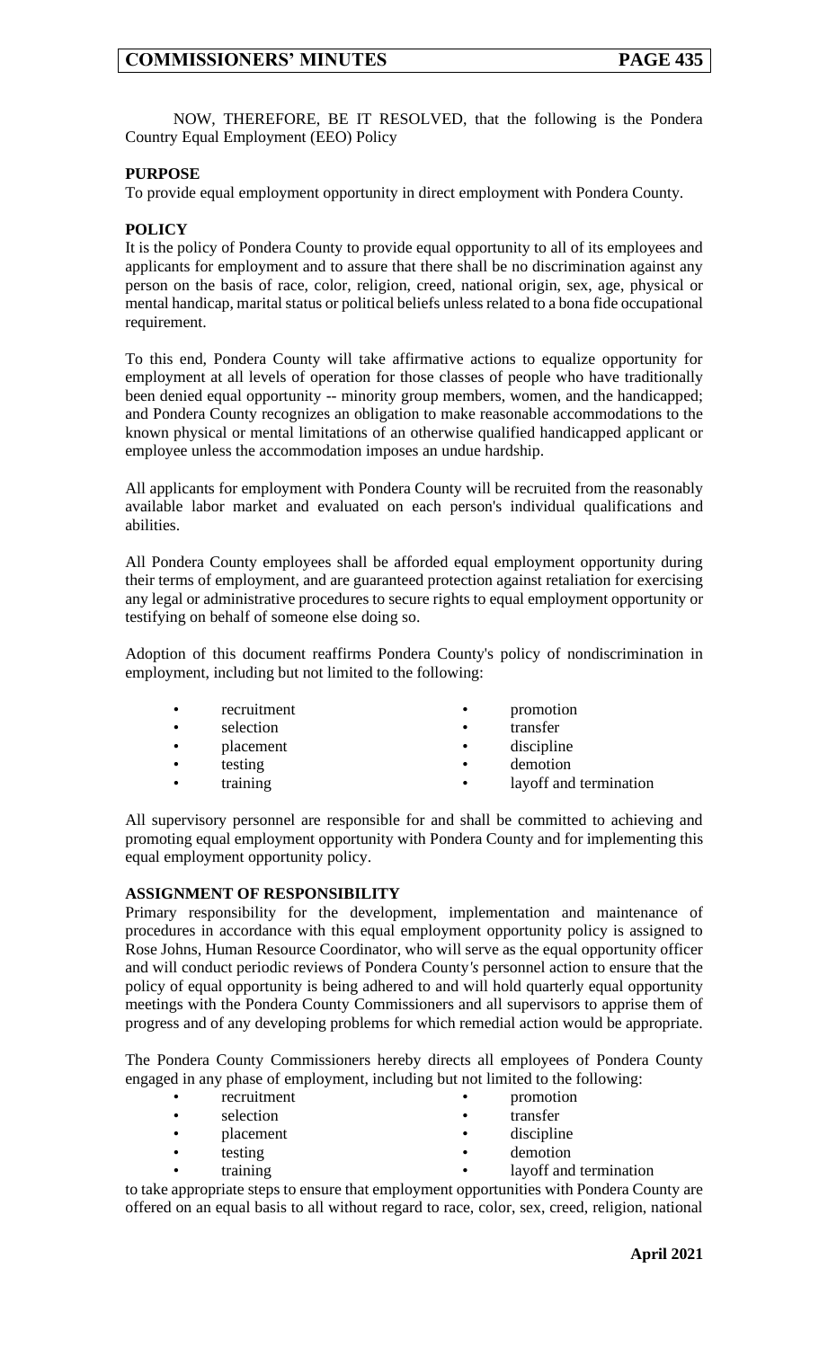NOW, THEREFORE, BE IT RESOLVED, that the following is the Pondera Country Equal Employment (EEO) Policy

**PURPOSE**
To provide equal employment opportunity in direct employment with Pondera County.

**POLICY**
It is the policy of Pondera County to provide equal opportunity to all of its employees and applicants for employment and to assure that there shall be no discrimination against any person on the basis of race, color, religion, creed, national origin, sex, age, physical or mental handicap, marital status or political beliefs unless related to a bona fide occupational requirement.

To this end, Pondera County will take affirmative actions to equalize opportunity for employment at all levels of operation for those classes of people who have traditionally been denied equal opportunity -- minority group members, women, and the handicapped; and Pondera County recognizes an obligation to make reasonable accommodations to the known physical or mental limitations of an otherwise qualified handicapped applicant or employee unless the accommodation imposes an undue hardship.

All applicants for employment with Pondera County will be recruited from the reasonably available labor market and evaluated on each person's individual qualifications and abilities.

All Pondera County employees shall be afforded equal employment opportunity during their terms of employment, and are guaranteed protection against retaliation for exercising any legal or administrative procedures to secure rights to equal employment opportunity or testifying on behalf of someone else doing so.

Adoption of this document reaffirms Pondera County's policy of nondiscrimination in employment, including but not limited to the following:

- recruitment
- selection
- placement
- testing
- training
- promotion
- transfer
- discipline
- demotion
- layoff and termination

All supervisory personnel are responsible for and shall be committed to achieving and promoting equal employment opportunity with Pondera County and for implementing this equal employment opportunity policy.

**ASSIGNMENT OF RESPONSIBILITY**
Primary responsibility for the development, implementation and maintenance of procedures in accordance with this equal employment opportunity policy is assigned to Rose Johns, Human Resource Coordinator, who will serve as the equal opportunity officer and will conduct periodic reviews of Pondera County's personnel action to ensure that the policy of equal opportunity is being adhered to and will hold quarterly equal opportunity meetings with the Pondera County Commissioners and all supervisors to apprise them of progress and of any developing problems for which remedial action would be appropriate.

The Pondera County Commissioners hereby directs all employees of Pondera County engaged in any phase of employment, including but not limited to the following:

- recruitment
- selection
- placement
- testing
- training
- promotion
- transfer
- discipline
- demotion
- layoff and termination

to take appropriate steps to ensure that employment opportunities with Pondera County are offered on an equal basis to all without regard to race, color, sex, creed, religion, national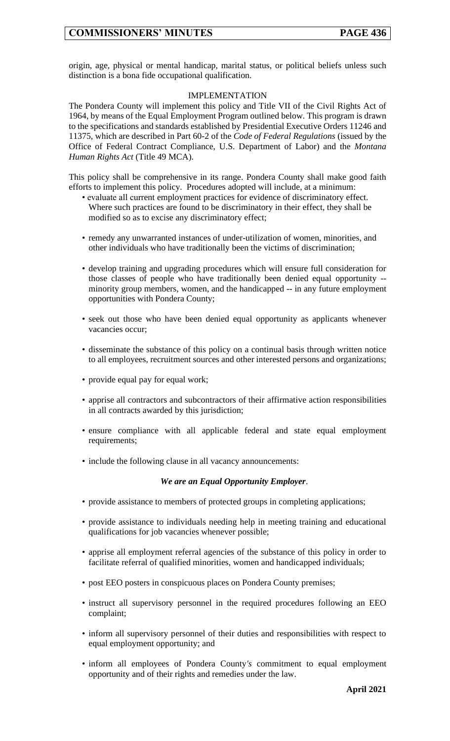origin, age, physical or mental handicap, marital status, or political beliefs unless such distinction is a bona fide occupational qualification.

## IMPLEMENTATION

The Pondera County will implement this policy and Title VII of the Civil Rights Act of 1964, by means of the Equal Employment Program outlined below. This program is drawn to the specifications and standards established by Presidential Executive Orders 11246 and 11375, which are described in Part 60-2 of the *Code of Federal Regulations* (issued by the Office of Federal Contract Compliance, U.S. Department of Labor) and the *Montana Human Rights Act* (Title 49 MCA).

This policy shall be comprehensive in its range. Pondera County shall make good faith efforts to implement this policy. Procedures adopted will include, at a minimum:

- evaluate all current employment practices for evidence of discriminatory effect. Where such practices are found to be discriminatory in their effect, they shall be modified so as to excise any discriminatory effect;
- remedy any unwarranted instances of under-utilization of women, minorities, and other individuals who have traditionally been the victims of discrimination;
- develop training and upgrading procedures which will ensure full consideration for those classes of people who have traditionally been denied equal opportunity -- minority group members, women, and the handicapped -- in any future employment opportunities with Pondera County;
- seek out those who have been denied equal opportunity as applicants whenever vacancies occur;
- disseminate the substance of this policy on a continual basis through written notice to all employees, recruitment sources and other interested persons and organizations;
- provide equal pay for equal work;
- apprise all contractors and subcontractors of their affirmative action responsibilities in all contracts awarded by this jurisdiction;
- ensure compliance with all applicable federal and state equal employment requirements;
- include the following clause in all vacancy announcements:

***We are an Equal Opportunity Employer*.**

- provide assistance to members of protected groups in completing applications;
- provide assistance to individuals needing help in meeting training and educational qualifications for job vacancies whenever possible;
- apprise all employment referral agencies of the substance of this policy in order to facilitate referral of qualified minorities, women and handicapped individuals;
- post EEO posters in conspicuous places on Pondera County premises;
- instruct all supervisory personnel in the required procedures following an EEO complaint;
- inform all supervisory personnel of their duties and responsibilities with respect to equal employment opportunity; and
- inform all employees of Pondera County's commitment to equal employment opportunity and of their rights and remedies under the law.

**April 2021**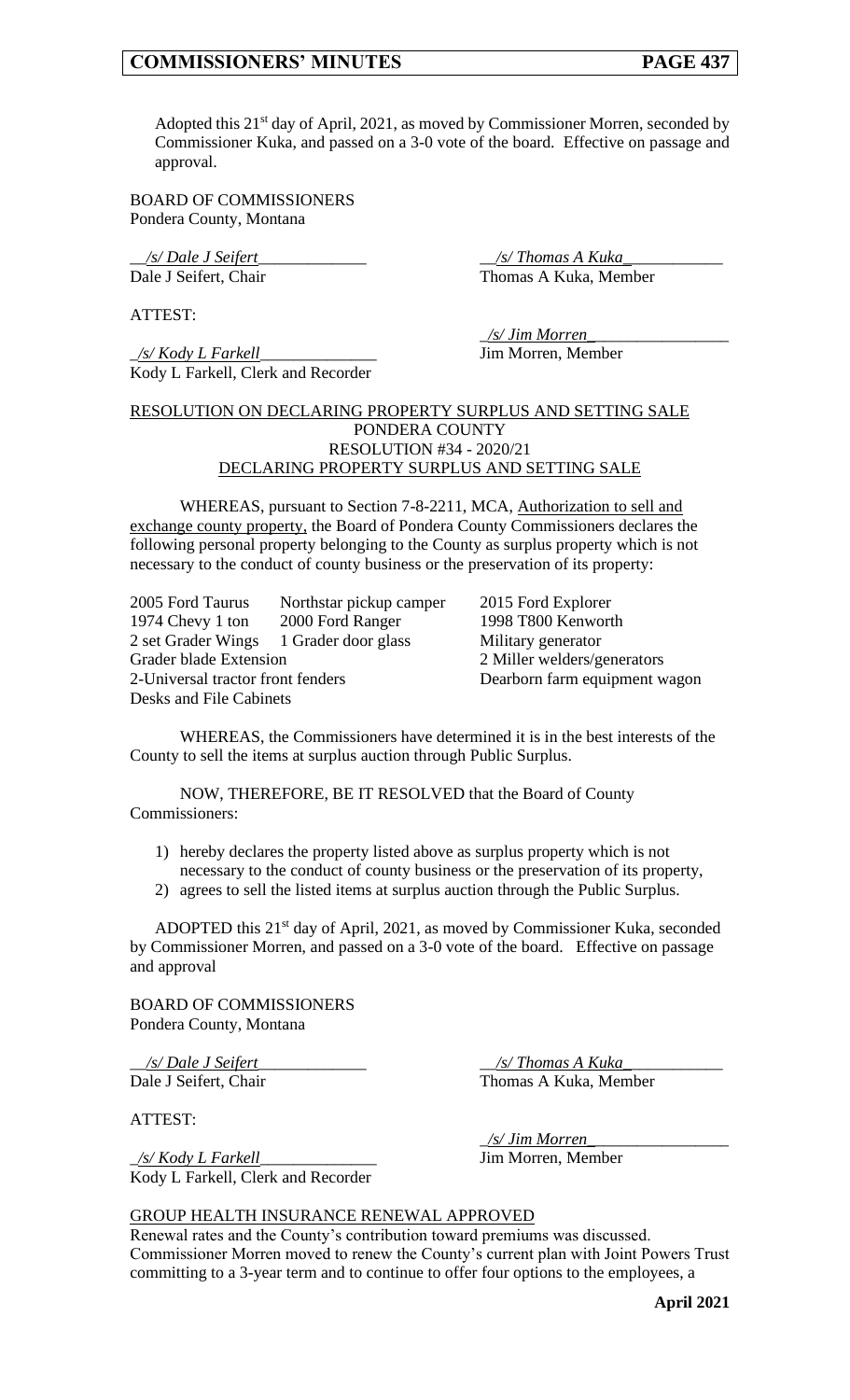Adopted this 21st day of April, 2021, as moved by Commissioner Morren, seconded by Commissioner Kuka, and passed on a 3-0 vote of the board. Effective on passage and approval.

BOARD OF COMMISSIONERS
Pondera County, Montana

| | |
|---|---|
| */s/ Dale J Seifert* | */s/ Thomas A Kuka* |
| Dale J Seifert, Chair | Thomas A Kuka, Member |

ATTEST:

| | |
|---|---|
| | */s/ Jim Morren* |
| */s/ Kody L Farkell* | Jim Morren, Member |
| Kody L Farkell, Clerk and Recorder | |

RESOLUTION ON DECLARING PROPERTY SURPLUS AND SETTING SALE
PONDERA COUNTY
RESOLUTION #34 - 2020/21
DECLARING PROPERTY SURPLUS AND SETTING SALE

WHEREAS, pursuant to Section 7-8-2211, MCA, Authorization to sell and exchange county property, the Board of Pondera County Commissioners declares the following personal property belonging to the County as surplus property which is not necessary to the conduct of county business or the preservation of its property:

| | | |
|---|---|---|
| 2005 Ford Taurus | Northstar pickup camper | 2015 Ford Explorer |
| 1974 Chevy 1 ton | 2000 Ford Ranger | 1998 T800 Kenworth |
| 2 set Grader Wings | 1 Grader door glass | Military generator |
| Grader blade Extension | | 2 Miller welders/generators |
| 2-Universal tractor front fenders | | Dearborn farm equipment wagon |
| Desks and File Cabinets | | |

WHEREAS, the Commissioners have determined it is in the best interests of the County to sell the items at surplus auction through Public Surplus.

NOW, THEREFORE, BE IT RESOLVED that the Board of County Commissioners:

1) hereby declares the property listed above as surplus property which is not necessary to the conduct of county business or the preservation of its property,
2) agrees to sell the listed items at surplus auction through the Public Surplus.

ADOPTED this 21st day of April, 2021, as moved by Commissioner Kuka, seconded by Commissioner Morren, and passed on a 3-0 vote of the board. Effective on passage and approval

BOARD OF COMMISSIONERS
Pondera County, Montana

| | |
|---|---|
| */s/ Dale J Seifert* | */s/ Thomas A Kuka* |
| Dale J Seifert, Chair | Thomas A Kuka, Member |

ATTEST:

| | |
|---|---|
| | */s/ Jim Morren* |
| */s/ Kody L Farkell* | Jim Morren, Member |
| Kody L Farkell, Clerk and Recorder | |

GROUP HEALTH INSURANCE RENEWAL APPROVED

Renewal rates and the County's contribution toward premiums was discussed. Commissioner Morren moved to renew the County's current plan with Joint Powers Trust committing to a 3-year term and to continue to offer four options to the employees, a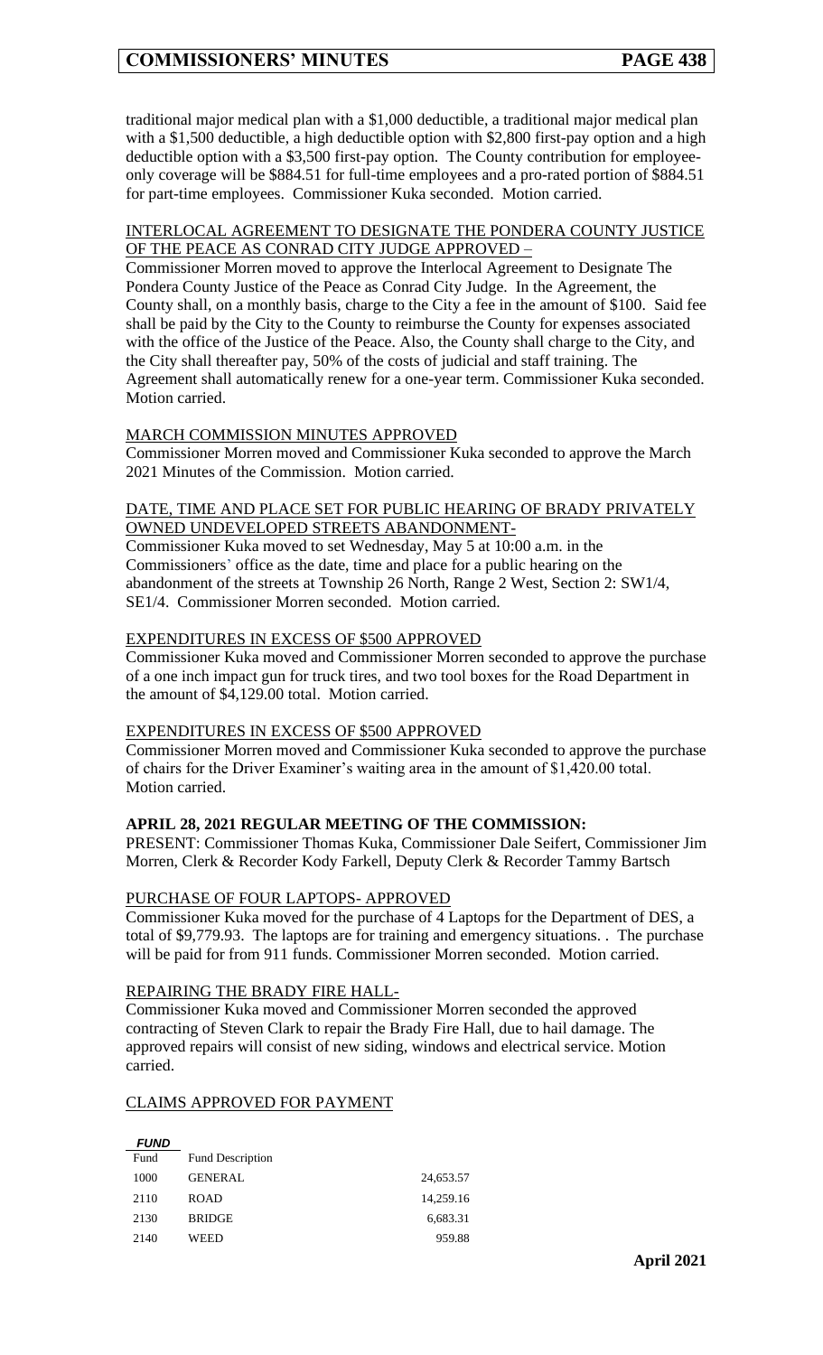traditional major medical plan with a $1,000 deductible, a traditional major medical plan with a $1,500 deductible, a high deductible option with $2,800 first-pay option and a high deductible option with a $3,500 first-pay option. The County contribution for employee-only coverage will be $884.51 for full-time employees and a pro-rated portion of $884.51 for part-time employees. Commissioner Kuka seconded. Motion carried.

INTERLOCAL AGREEMENT TO DESIGNATE THE PONDERA COUNTY JUSTICE OF THE PEACE AS CONRAD CITY JUDGE APPROVED –

Commissioner Morren moved to approve the Interlocal Agreement to Designate The Pondera County Justice of the Peace as Conrad City Judge. In the Agreement, the County shall, on a monthly basis, charge to the City a fee in the amount of $100. Said fee shall be paid by the City to the County to reimburse the County for expenses associated with the office of the Justice of the Peace. Also, the County shall charge to the City, and the City shall thereafter pay, 50% of the costs of judicial and staff training. The Agreement shall automatically renew for a one-year term. Commissioner Kuka seconded. Motion carried.

MARCH COMMISSION MINUTES APPROVED

Commissioner Morren moved and Commissioner Kuka seconded to approve the March 2021 Minutes of the Commission. Motion carried.

DATE, TIME AND PLACE SET FOR PUBLIC HEARING OF BRADY PRIVATELY OWNED UNDEVELOPED STREETS ABANDONMENT-

Commissioner Kuka moved to set Wednesday, May 5 at 10:00 a.m. in the Commissioners' office as the date, time and place for a public hearing on the abandonment of the streets at Township 26 North, Range 2 West, Section 2: SW1/4, SE1/4. Commissioner Morren seconded. Motion carried.

EXPENDITURES IN EXCESS OF $500 APPROVED

Commissioner Kuka moved and Commissioner Morren seconded to approve the purchase of a one inch impact gun for truck tires, and two tool boxes for the Road Department in the amount of $4,129.00 total. Motion carried.

EXPENDITURES IN EXCESS OF $500 APPROVED

Commissioner Morren moved and Commissioner Kuka seconded to approve the purchase of chairs for the Driver Examiner's waiting area in the amount of $1,420.00 total. Motion carried.

**APRIL 28, 2021 REGULAR MEETING OF THE COMMISSION:**

PRESENT: Commissioner Thomas Kuka, Commissioner Dale Seifert, Commissioner Jim Morren, Clerk & Recorder Kody Farkell, Deputy Clerk & Recorder Tammy Bartsch

PURCHASE OF FOUR LAPTOPS- APPROVED

Commissioner Kuka moved for the purchase of 4 Laptops for the Department of DES, a total of $9,779.93. The laptops are for training and emergency situations. . The purchase will be paid for from 911 funds. Commissioner Morren seconded. Motion carried.

REPAIRING THE BRADY FIRE HALL-

Commissioner Kuka moved and Commissioner Morren seconded the approved contracting of Steven Clark to repair the Brady Fire Hall, due to hail damage. The approved repairs will consist of new siding, windows and electrical service. Motion carried.

CLAIMS APPROVED FOR PAYMENT

***FUND***

| Fund | Fund Description | |
|---|---|---|
| 1000 | GENERAL | 24,653.57 |
| 2110 | ROAD | 14,259.16 |
| 2130 | BRIDGE | 6,683.31 |
| 2140 | WEED | 959.88 |

April 2021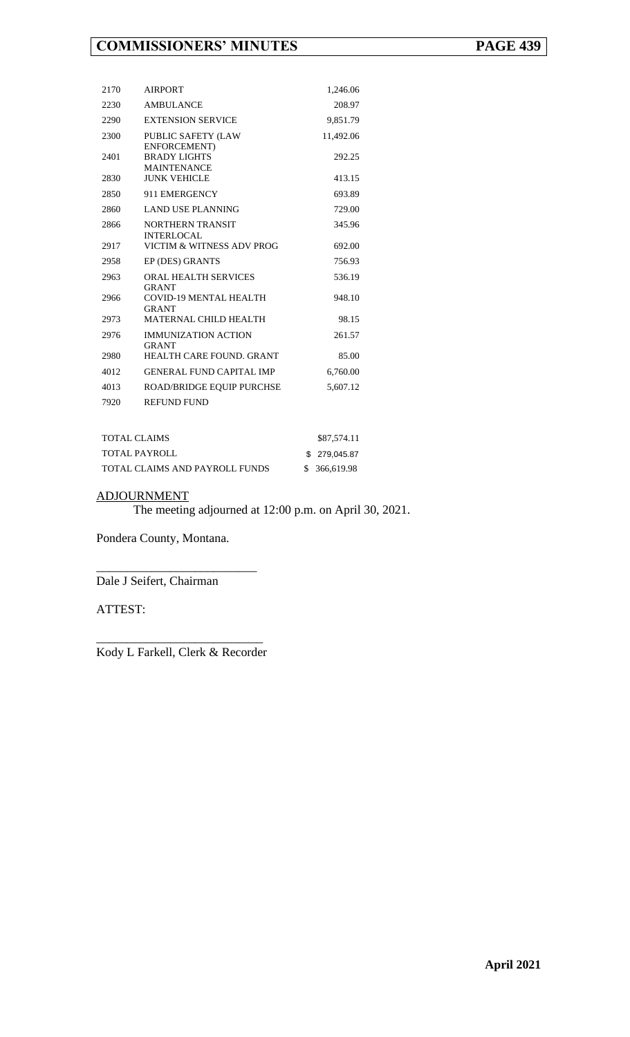| | | |
|---|---|---|
| 2170 | AIRPORT | 1,246.06 |
| 2230 | AMBULANCE | 208.97 |
| 2290 | EXTENSION SERVICE | 9,851.79 |
| 2300 | PUBLIC SAFETY (LAW ENFORCEMENT) | 11,492.06 |
| 2401 | BRADY LIGHTS MAINTENANCE | 292.25 |
| 2830 | JUNK VEHICLE | 413.15 |
| 2850 | 911 EMERGENCY | 693.89 |
| 2860 | LAND USE PLANNING | 729.00 |
| 2866 | NORTHERN TRANSIT INTERLOCAL | 345.96 |
| 2917 | VICTIM & WITNESS ADV PROG | 692.00 |
| 2958 | EP (DES) GRANTS | 756.93 |
| 2963 | ORAL HEALTH SERVICES GRANT | 536.19 |
| 2966 | COVID-19 MENTAL HEALTH GRANT | 948.10 |
| 2973 | MATERNAL CHILD HEALTH | 98.15 |
| 2976 | IMMUNIZATION ACTION GRANT | 261.57 |
| 2980 | HEALTH CARE FOUND. GRANT | 85.00 |
| 4012 | GENERAL FUND CAPITAL IMP | 6,760.00 |
| 4013 | ROAD/BRIDGE EQUIP PURCHSE | 5,607.12 |
| 7920 | REFUND FUND | |

| | |
|---|---|
| TOTAL CLAIMS | $87,574.11 |
| TOTAL PAYROLL | $ 279,045.87 |
| TOTAL CLAIMS AND PAYROLL FUNDS | $ 366,619.98 |

ADJOURNMENT

The meeting adjourned at 12:00 p.m. on April 30, 2021.

Pondera County, Montana.

___________________________

Dale J Seifert, Chairman

ATTEST:

___________________________

Kody L Farkell, Clerk & Recorder